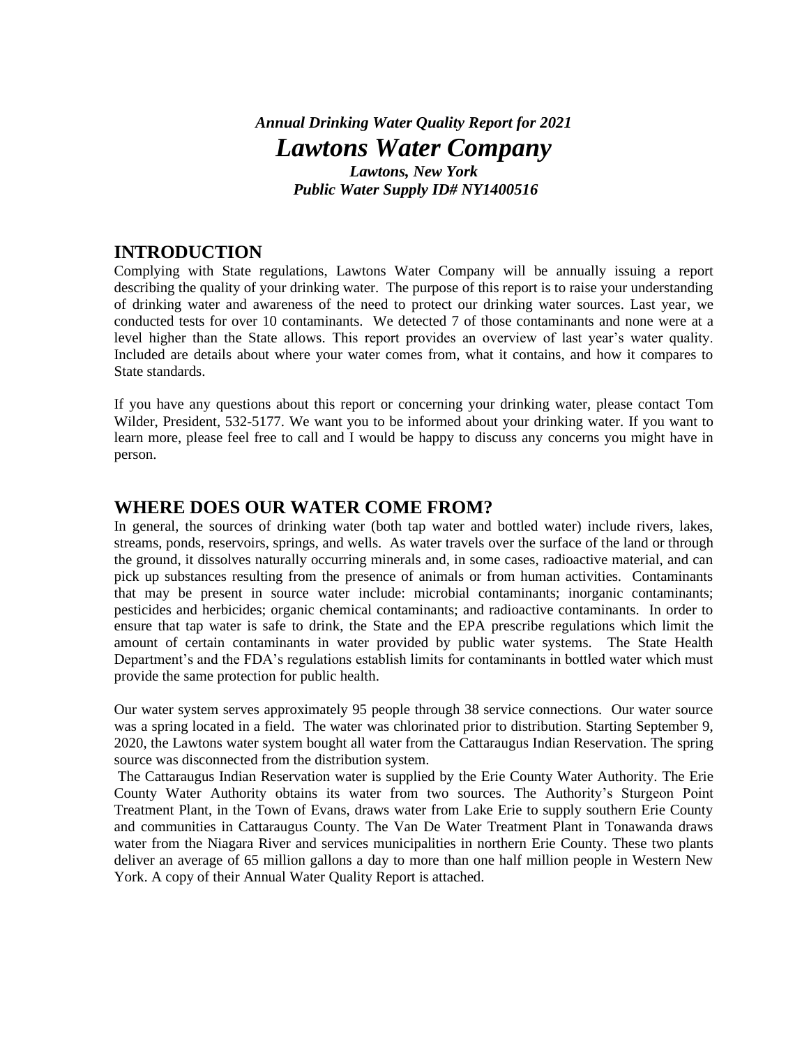*Annual Drinking Water Quality Report for 2021*

# *Lawtons Water Company*

***Lawtons, New York***

***Public Water Supply ID# NY1400516***

## INTRODUCTION

Complying with State regulations, Lawtons Water Company will be annually issuing a report describing the quality of your drinking water. The purpose of this report is to raise your understanding of drinking water and awareness of the need to protect our drinking water sources. Last year, we conducted tests for over 10 contaminants. We detected 7 of those contaminants and none were at a level higher than the State allows. This report provides an overview of last year's water quality. Included are details about where your water comes from, what it contains, and how it compares to State standards.

If you have any questions about this report or concerning your drinking water, please contact Tom Wilder, President, 532-5177. We want you to be informed about your drinking water. If you want to learn more, please feel free to call and I would be happy to discuss any concerns you might have in person.

## WHERE DOES OUR WATER COME FROM?

In general, the sources of drinking water (both tap water and bottled water) include rivers, lakes, streams, ponds, reservoirs, springs, and wells. As water travels over the surface of the land or through the ground, it dissolves naturally occurring minerals and, in some cases, radioactive material, and can pick up substances resulting from the presence of animals or from human activities. Contaminants that may be present in source water include: microbial contaminants; inorganic contaminants; pesticides and herbicides; organic chemical contaminants; and radioactive contaminants. In order to ensure that tap water is safe to drink, the State and the EPA prescribe regulations which limit the amount of certain contaminants in water provided by public water systems. The State Health Department's and the FDA's regulations establish limits for contaminants in bottled water which must provide the same protection for public health.

Our water system serves approximately 95 people through 38 service connections. Our water source was a spring located in a field. The water was chlorinated prior to distribution. Starting September 9, 2020, the Lawtons water system bought all water from the Cattaraugus Indian Reservation. The spring source was disconnected from the distribution system.

The Cattaraugus Indian Reservation water is supplied by the Erie County Water Authority. The Erie County Water Authority obtains its water from two sources. The Authority's Sturgeon Point Treatment Plant, in the Town of Evans, draws water from Lake Erie to supply southern Erie County and communities in Cattaraugus County. The Van De Water Treatment Plant in Tonawanda draws water from the Niagara River and services municipalities in northern Erie County. These two plants deliver an average of 65 million gallons a day to more than one half million people in Western New York. A copy of their Annual Water Quality Report is attached.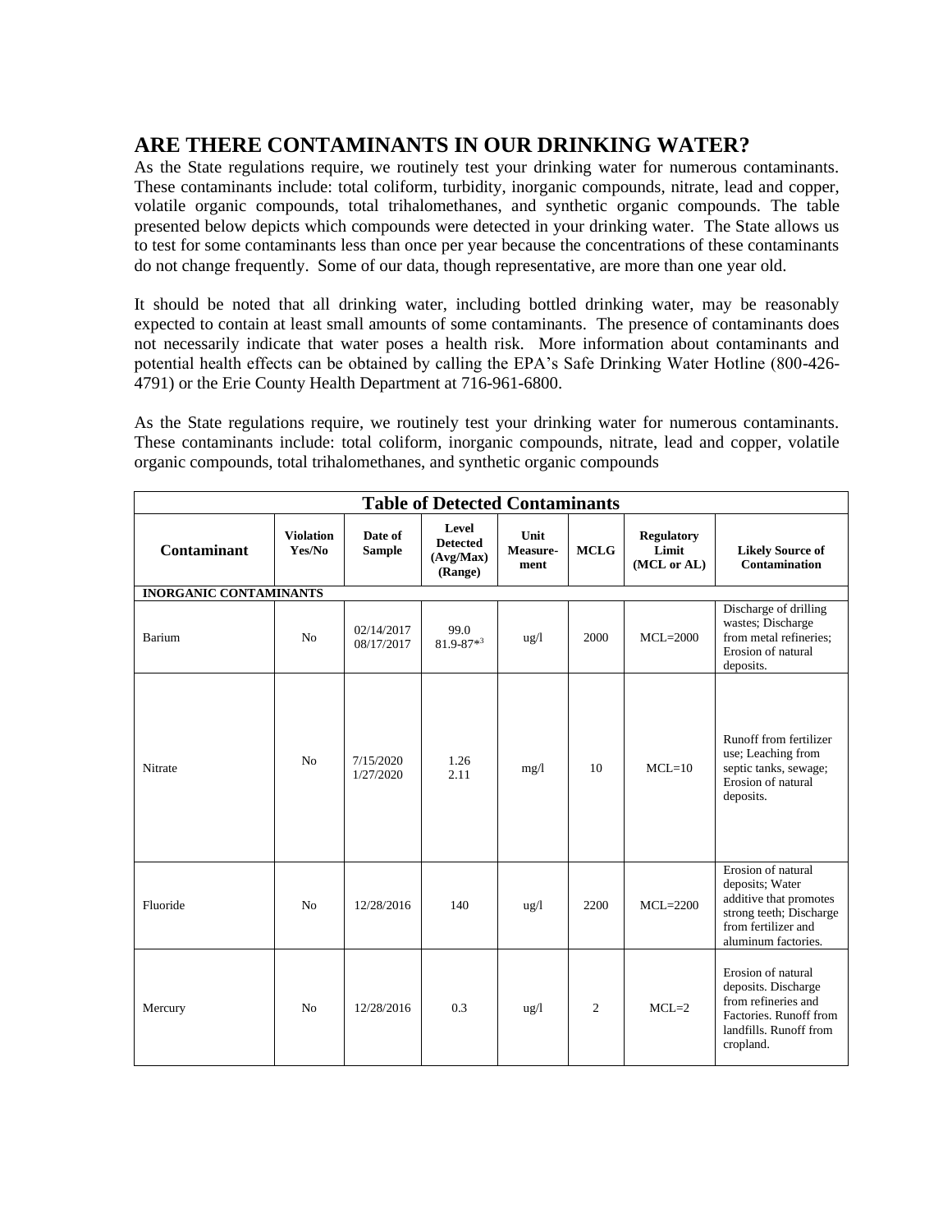## ARE THERE CONTAMINANTS IN OUR DRINKING WATER?

As the State regulations require, we routinely test your drinking water for numerous contaminants. These contaminants include: total coliform, turbidity, inorganic compounds, nitrate, lead and copper, volatile organic compounds, total trihalomethanes, and synthetic organic compounds. The table presented below depicts which compounds were detected in your drinking water. The State allows us to test for some contaminants less than once per year because the concentrations of these contaminants do not change frequently. Some of our data, though representative, are more than one year old.

It should be noted that all drinking water, including bottled drinking water, may be reasonably expected to contain at least small amounts of some contaminants. The presence of contaminants does not necessarily indicate that water poses a health risk. More information about contaminants and potential health effects can be obtained by calling the EPA's Safe Drinking Water Hotline (800-426-4791) or the Erie County Health Department at 716-961-6800.

As the State regulations require, we routinely test your drinking water for numerous contaminants. These contaminants include: total coliform, inorganic compounds, nitrate, lead and copper, volatile organic compounds, total trihalomethanes, and synthetic organic compounds

| Table of Detected Contaminants | | | | | | | |
|---|---|---|---|---|---|---|---|
| **Contaminant** | **Violation Yes/No** | **Date of Sample** | **Level Detected (Avg/Max) (Range)** | **Unit Measure-ment** | **MCLG** | **Regulatory Limit (MCL or AL)** | **Likely Source of Contamination** |
| **INORGANIC CONTAMINANTS** | | | | | | | |
| Barium | No | 02/14/2017 08/17/2017 | 99.0 81.9-87*[3] | ug/l | 2000 | MCL=2000 | Discharge of drilling wastes; Discharge from metal refineries; Erosion of natural deposits. |
| Nitrate | No | 7/15/2020 1/27/2020 | 1.26 2.11 | mg/l | 10 | MCL=10 | Runoff from fertilizer use; Leaching from septic tanks, sewage; Erosion of natural deposits. |
| Fluoride | No | 12/28/2016 | 140 | ug/l | 2200 | MCL=2200 | Erosion of natural deposits; Water additive that promotes strong teeth; Discharge from fertilizer and aluminum factories. |
| Mercury | No | 12/28/2016 | 0.3 | ug/l | 2 | MCL=2 | Erosion of natural deposits. Discharge from refineries and Factories. Runoff from landfills. Runoff from cropland. |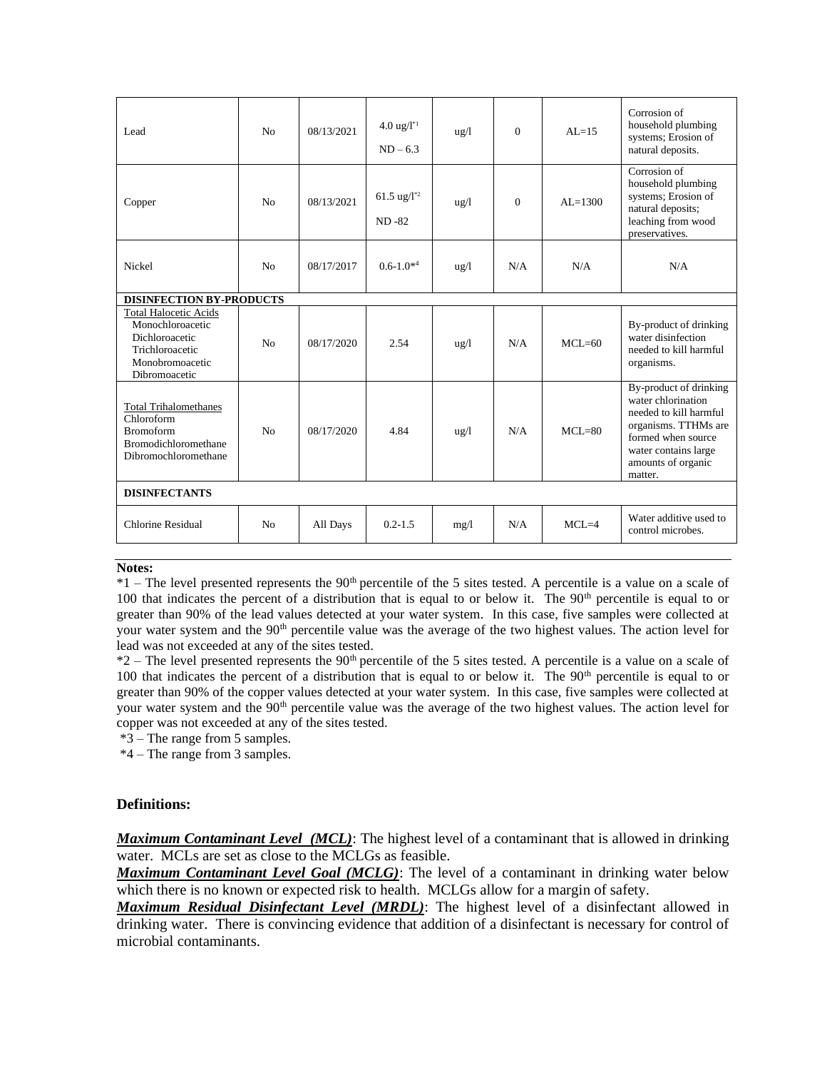| | | | | | | | |
|---|---|---|---|---|---|---|---|
| Lead | No | 08/13/2021 | 4.0 ug/l[*1] ND – 6.3 | ug/l | 0 | AL=15 | Corrosion of household plumbing systems; Erosion of natural deposits. |
| Copper | No | 08/13/2021 | 61.5 ug/l[*2] ND -82 | ug/l | 0 | AL=1300 | Corrosion of household plumbing systems; Erosion of natural deposits; leaching from wood preservatives. |
| Nickel | No | 08/17/2017 | 0.6-1.0*[4] | ug/l | N/A | N/A | N/A |
| **DISINFECTION BY-PRODUCTS** | | | | | | | |
| Total Halocetic Acids Monochloroacetic Dichloroacetic Trichloroacetic Monobromoacetic Dibromoacetic | No | 08/17/2020 | 2.54 | ug/l | N/A | MCL=60 | By-product of drinking water disinfection needed to kill harmful organisms. |
| Total Trihalomethanes Chloroform Bromoform Bromodichloromethane Dibromochloromethane | No | 08/17/2020 | 4.84 | ug/l | N/A | MCL=80 | By-product of drinking water chlorination needed to kill harmful organisms. TTHMs are formed when source water contains large amounts of organic matter. |
| **DISINFECTANTS** | | | | | | | |
| Chlorine Residual | No | All Days | 0.2-1.5 | mg/l | N/A | MCL=4 | Water additive used to control microbes. |

**Notes:**

*1 – The level presented represents the 90th percentile of the 5 sites tested. A percentile is a value on a scale of 100 that indicates the percent of a distribution that is equal to or below it. The 90th percentile is equal to or greater than 90% of the lead values detected at your water system. In this case, five samples were collected at your water system and the 90th percentile value was the average of the two highest values. The action level for lead was not exceeded at any of the sites tested.

*2 – The level presented represents the 90th percentile of the 5 sites tested. A percentile is a value on a scale of 100 that indicates the percent of a distribution that is equal to or below it. The 90th percentile is equal to or greater than 90% of the copper values detected at your water system. In this case, five samples were collected at your water system and the 90th percentile value was the average of the two highest values. The action level for copper was not exceeded at any of the sites tested.

*3 – The range from 5 samples.

*4 – The range from 3 samples.

**Definitions:**

***Maximum Contaminant Level (MCL)***: The highest level of a contaminant that is allowed in drinking water. MCLs are set as close to the MCLGs as feasible.

***Maximum Contaminant Level Goal (MCLG)***: The level of a contaminant in drinking water below which there is no known or expected risk to health. MCLGs allow for a margin of safety.

***Maximum Residual Disinfectant Level (MRDL)***: The highest level of a disinfectant allowed in drinking water. There is convincing evidence that addition of a disinfectant is necessary for control of microbial contaminants.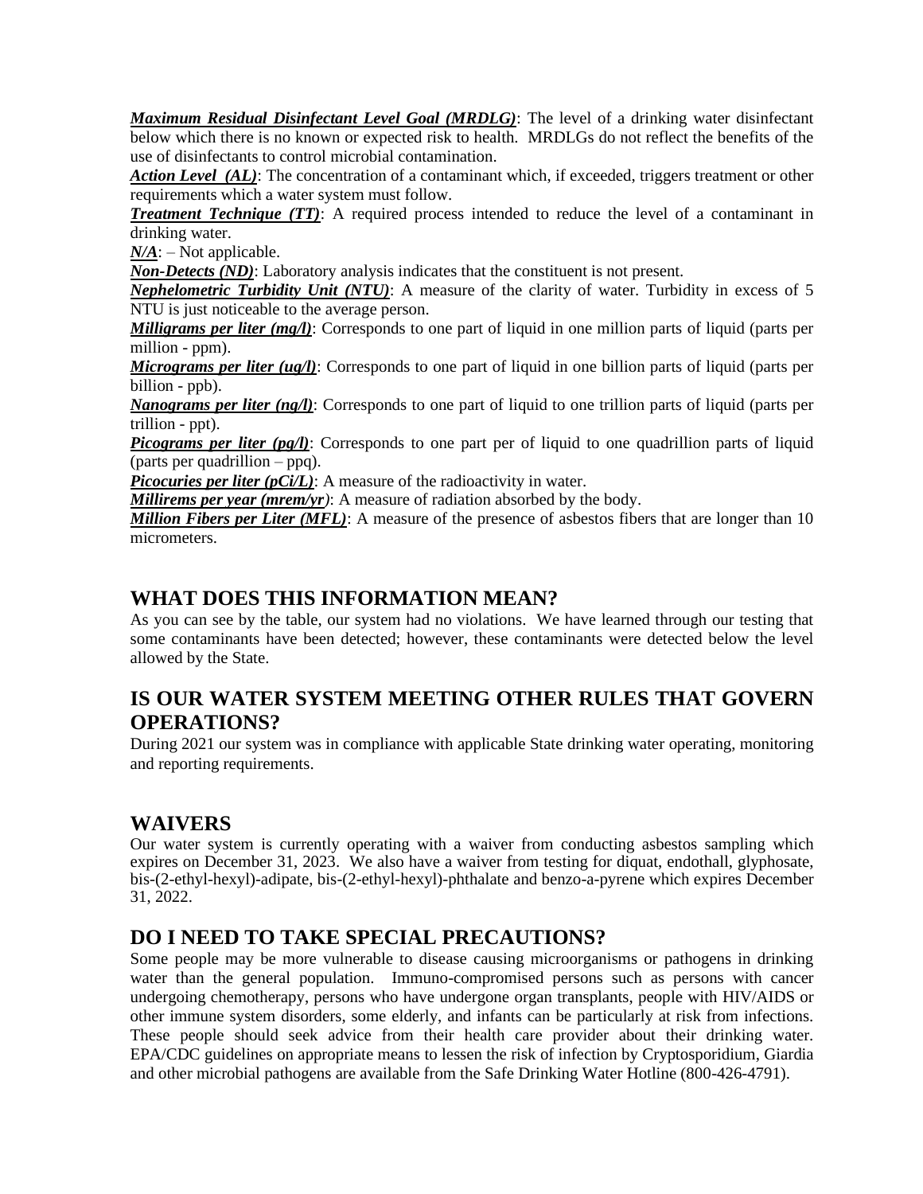***Maximum Residual Disinfectant Level Goal (MRDLG)***: The level of a drinking water disinfectant below which there is no known or expected risk to health. MRDLGs do not reflect the benefits of the use of disinfectants to control microbial contamination.

***Action Level (AL)***: The concentration of a contaminant which, if exceeded, triggers treatment or other requirements which a water system must follow.

***Treatment Technique (TT)***: A required process intended to reduce the level of a contaminant in drinking water.

***N/A***: – Not applicable.

***Non-Detects (ND)***: Laboratory analysis indicates that the constituent is not present.

***Nephelometric Turbidity Unit (NTU)***: A measure of the clarity of water. Turbidity in excess of 5 NTU is just noticeable to the average person.

***Milligrams per liter (mg/l)***: Corresponds to one part of liquid in one million parts of liquid (parts per million - ppm).

***Micrograms per liter (ug/l)***: Corresponds to one part of liquid in one billion parts of liquid (parts per billion - ppb).

***Nanograms per liter (ng/l)***: Corresponds to one part of liquid to one trillion parts of liquid (parts per trillion - ppt).

***Picograms per liter (pg/l)***: Corresponds to one part per of liquid to one quadrillion parts of liquid (parts per quadrillion – ppq).

***Picocuries per liter (pCi/L)***: A measure of the radioactivity in water.

***Millirems per year (mrem/yr)***: A measure of radiation absorbed by the body.

***Million Fibers per Liter (MFL)***: A measure of the presence of asbestos fibers that are longer than 10 micrometers.

## WHAT DOES THIS INFORMATION MEAN?

As you can see by the table, our system had no violations. We have learned through our testing that some contaminants have been detected; however, these contaminants were detected below the level allowed by the State.

## IS OUR WATER SYSTEM MEETING OTHER RULES THAT GOVERN OPERATIONS?

During 2021 our system was in compliance with applicable State drinking water operating, monitoring and reporting requirements.

## WAIVERS

Our water system is currently operating with a waiver from conducting asbestos sampling which expires on December 31, 2023. We also have a waiver from testing for diquat, endothall, glyphosate, bis-(2-ethyl-hexyl)-adipate, bis-(2-ethyl-hexyl)-phthalate and benzo-a-pyrene which expires December 31, 2022.

## DO I NEED TO TAKE SPECIAL PRECAUTIONS?

Some people may be more vulnerable to disease causing microorganisms or pathogens in drinking water than the general population. Immuno-compromised persons such as persons with cancer undergoing chemotherapy, persons who have undergone organ transplants, people with HIV/AIDS or other immune system disorders, some elderly, and infants can be particularly at risk from infections. These people should seek advice from their health care provider about their drinking water. EPA/CDC guidelines on appropriate means to lessen the risk of infection by Cryptosporidium, Giardia and other microbial pathogens are available from the Safe Drinking Water Hotline (800-426-4791).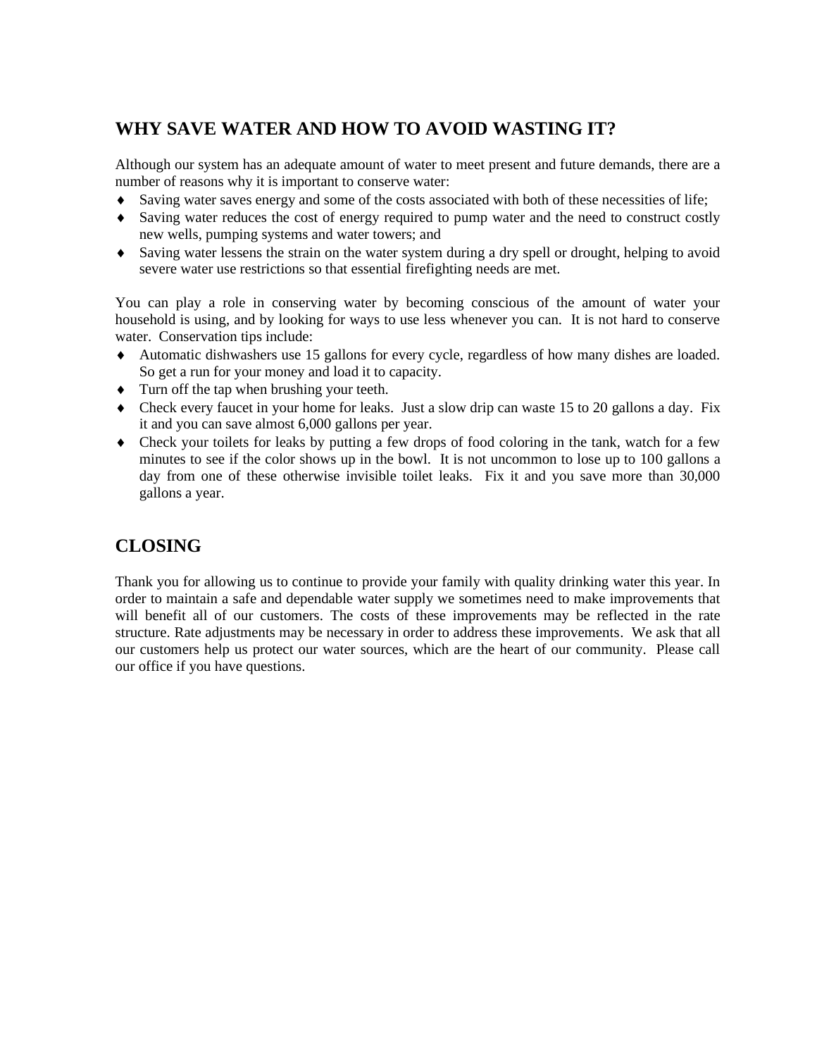## WHY SAVE WATER AND HOW TO AVOID WASTING IT?

Although our system has an adequate amount of water to meet present and future demands, there are a number of reasons why it is important to conserve water:

- Saving water saves energy and some of the costs associated with both of these necessities of life;
- Saving water reduces the cost of energy required to pump water and the need to construct costly new wells, pumping systems and water towers; and
- Saving water lessens the strain on the water system during a dry spell or drought, helping to avoid severe water use restrictions so that essential firefighting needs are met.

You can play a role in conserving water by becoming conscious of the amount of water your household is using, and by looking for ways to use less whenever you can. It is not hard to conserve water. Conservation tips include:

- Automatic dishwashers use 15 gallons for every cycle, regardless of how many dishes are loaded. So get a run for your money and load it to capacity.
- Turn off the tap when brushing your teeth.
- Check every faucet in your home for leaks. Just a slow drip can waste 15 to 20 gallons a day. Fix it and you can save almost 6,000 gallons per year.
- Check your toilets for leaks by putting a few drops of food coloring in the tank, watch for a few minutes to see if the color shows up in the bowl. It is not uncommon to lose up to 100 gallons a day from one of these otherwise invisible toilet leaks. Fix it and you save more than 30,000 gallons a year.

## CLOSING

Thank you for allowing us to continue to provide your family with quality drinking water this year. In order to maintain a safe and dependable water supply we sometimes need to make improvements that will benefit all of our customers. The costs of these improvements may be reflected in the rate structure. Rate adjustments may be necessary in order to address these improvements. We ask that all our customers help us protect our water sources, which are the heart of our community. Please call our office if you have questions.